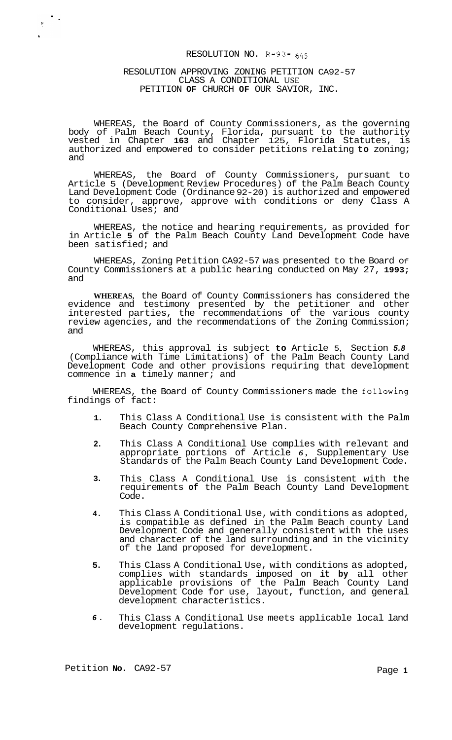RESOLUTION NO. R-93-645

RESOLUTION APPROVING ZONING PETITION CA92-57
CLASS A CONDITIONAL USE
PETITION OF CHURCH OF OUR SAVIOR, INC.

WHEREAS, the Board of County Commissioners, as the governing body of Palm Beach County, Florida, pursuant to the authority vested in Chapter 163 and Chapter 125, Florida Statutes, is authorized and empowered to consider petitions relating to zoning; and

WHEREAS, the Board of County Commissioners, pursuant to Article 5 (Development Review Procedures) of the Palm Beach County Land Development Code (Ordinance 92-20) is authorized and empowered to consider, approve, approve with conditions or deny Class A Conditional Uses; and

WHEREAS, the notice and hearing requirements, as provided for in Article 5 of the Palm Beach County Land Development Code have been satisfied; and

WHEREAS, Zoning Petition CA92-57 was presented to the Board of County Commissioners at a public hearing conducted on May 27, 1993; and

WHEREAS, the Board of County Commissioners has considered the evidence and testimony presented by the petitioner and other interested parties, the recommendations of the various county review agencies, and the recommendations of the Zoning Commission; and

WHEREAS, this approval is subject to Article 5, Section 5.8 (Compliance with Time Limitations) of the Palm Beach County Land Development Code and other provisions requiring that development commence in a timely manner; and

WHEREAS, the Board of County Commissioners made the following findings of fact:

1. This Class A Conditional Use is consistent with the Palm Beach County Comprehensive Plan.

2. This Class A Conditional Use complies with relevant and appropriate portions of Article 6, Supplementary Use Standards of the Palm Beach County Land Development Code.

3. This Class A Conditional Use is consistent with the requirements of the Palm Beach County Land Development Code.

4. This Class A Conditional Use, with conditions as adopted, is compatible as defined in the Palm Beach county Land Development Code and generally consistent with the uses and character of the land surrounding and in the vicinity of the land proposed for development.

5. This Class A Conditional Use, with conditions as adopted, complies with standards imposed on it by all other applicable provisions of the Palm Beach County Land Development Code for use, layout, function, and general development characteristics.

6. This Class A Conditional Use meets applicable local land development regulations.

Petition No. CA92-57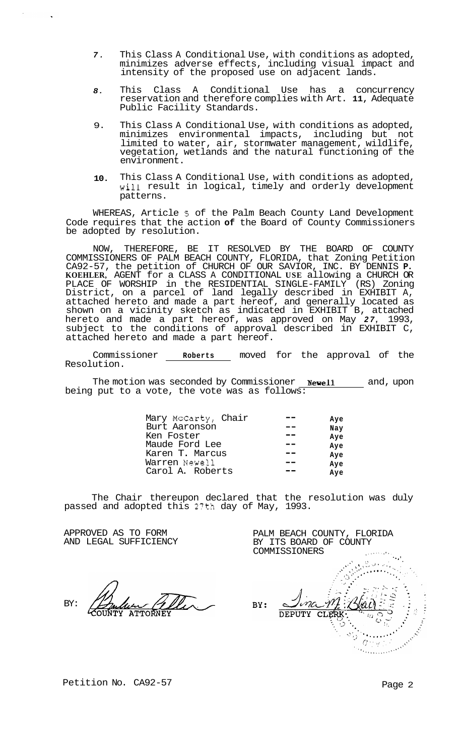7. This Class A Conditional Use, with conditions as adopted, minimizes adverse effects, including visual impact and intensity of the proposed use on adjacent lands.

8. This Class A Conditional Use has a concurrency reservation and therefore complies with Art. **11,** Adequate Public Facility Standards.

9. This Class A Conditional Use, with conditions as adopted, minimizes environmental impacts, including but not limited to water, air, stormwater management, wildlife, vegetation, wetlands and the natural functioning of the environment.

10. This Class A Conditional Use, with conditions as adopted, will result in logical, timely and orderly development patterns.

WHEREAS, Article 5 of the Palm Beach County Land Development Code requires that the action **of** the Board of County Commissioners be adopted by resolution.

NOW, THEREFORE, BE IT RESOLVED BY THE BOARD OF COUNTY COMMISSIONERS OF PALM BEACH COUNTY, FLORIDA, that Zoning Petition CA92-57, the petition of CHURCH OF OUR SAVIOR, INC. BY DENNIS **P. KOEHLER**, AGENT for a CLASS A CONDITIONAL USE allowing a CHURCH OR PLACE OF WORSHIP in the RESIDENTIAL SINGLE-FAMILY (RS) Zoning District, on a parcel of land legally described in EXHIBIT A, attached hereto and made a part hereof, and generally located as shown on a vicinity sketch as indicated in EXHIBIT B, attached hereto and made a part hereof, was approved on May *27*, 1993, subject to the conditions of approval described in EXHIBIT C, attached hereto and made a part hereof.

Commissioner **Roberts** moved for the approval of the Resolution.

The motion was seconded by Commissioner **Newell** and, upon being put to a vote, the vote was as follows:

| | | |
|---|---|---|
| Mary McCarty, Chair | -- | Aye |
| Burt Aaronson | -- | Nay |
| Ken Foster | -- | Aye |
| Maude Ford Lee | -- | Aye |
| Karen T. Marcus | -- | Aye |
| Warren Newell | -- | Aye |
| Carol A. Roberts | -- | Aye |

The Chair thereupon declared that the resolution was duly passed and adopted this 27th day of May, 1993.

APPROVED AS TO FORM AND LEGAL SUFFICIENCY

BY: COUNTY ATTORNEY

PALM BEACH COUNTY, FLORIDA BY ITS BOARD OF COUNTY COMMISSIONERS

BY: DEPUTY CLERK

Petition No. CA92-57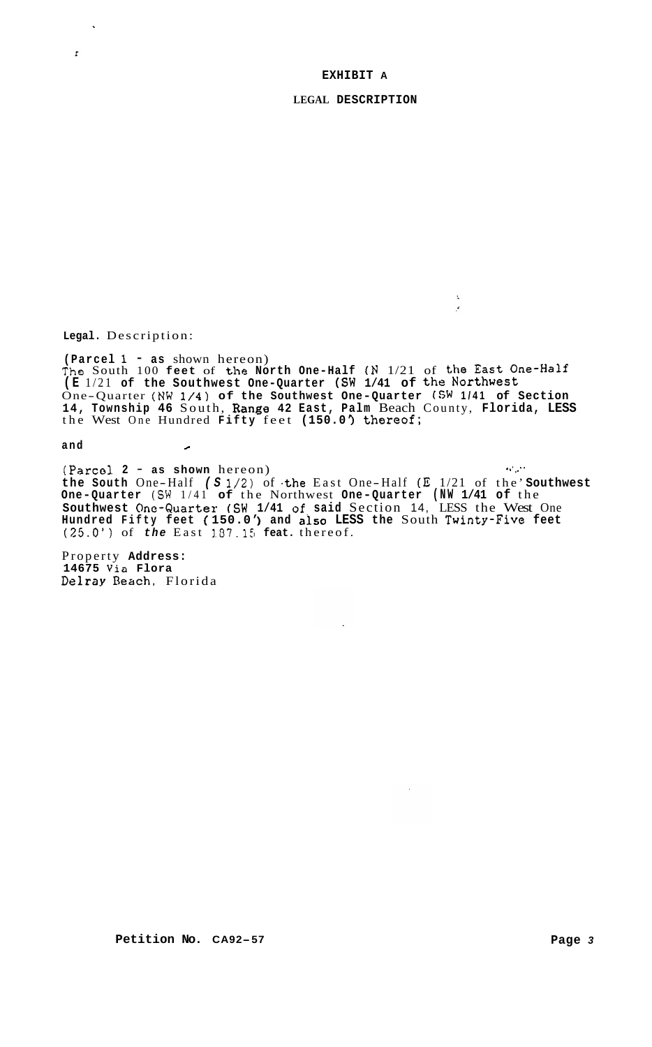# EXHIBIT A

## LEGAL DESCRIPTION

**Legal.** Description:

**(Parcel** 1 - **as** shown hereon)
The South 100 **feet** of the **North One-Half** (N 1/21 of the East One-Half (**E** 1/21 **of the Southwest One-Quarter (SW 1/41 of** the Northwest One-Quarter (NW 1/4) **of the Southwest One-Quarter** (SW **1/41 of Section 14, Township 46** South, Range **42 East, Palm** Beach County, **Florida, LESS** the West One Hundred **Fifty** feet **(150.0') thereof;**

**and**

(Parcel **2 - as shown** hereon)
**the South** One-Half (*S* 1/2) of the East One-Half (E 1/21 of the' **Southwest One-Quarter** (SW 1/41 **of** the Northwest **One-Quarter (NW 1/41 of** the **Southwest** One-Quarter (SW **1/41** of **said** Section 14, LESS the West One **Hundred Fifty feet (150.0') and** also **LESS the** South Twinty-Five **feet** (25.0') of *the* East 187.15 **feat.** thereof.

Property **Address:**
**14675** Via **Flora**
Delray Beach, Florida

**Petition No.** CA92-57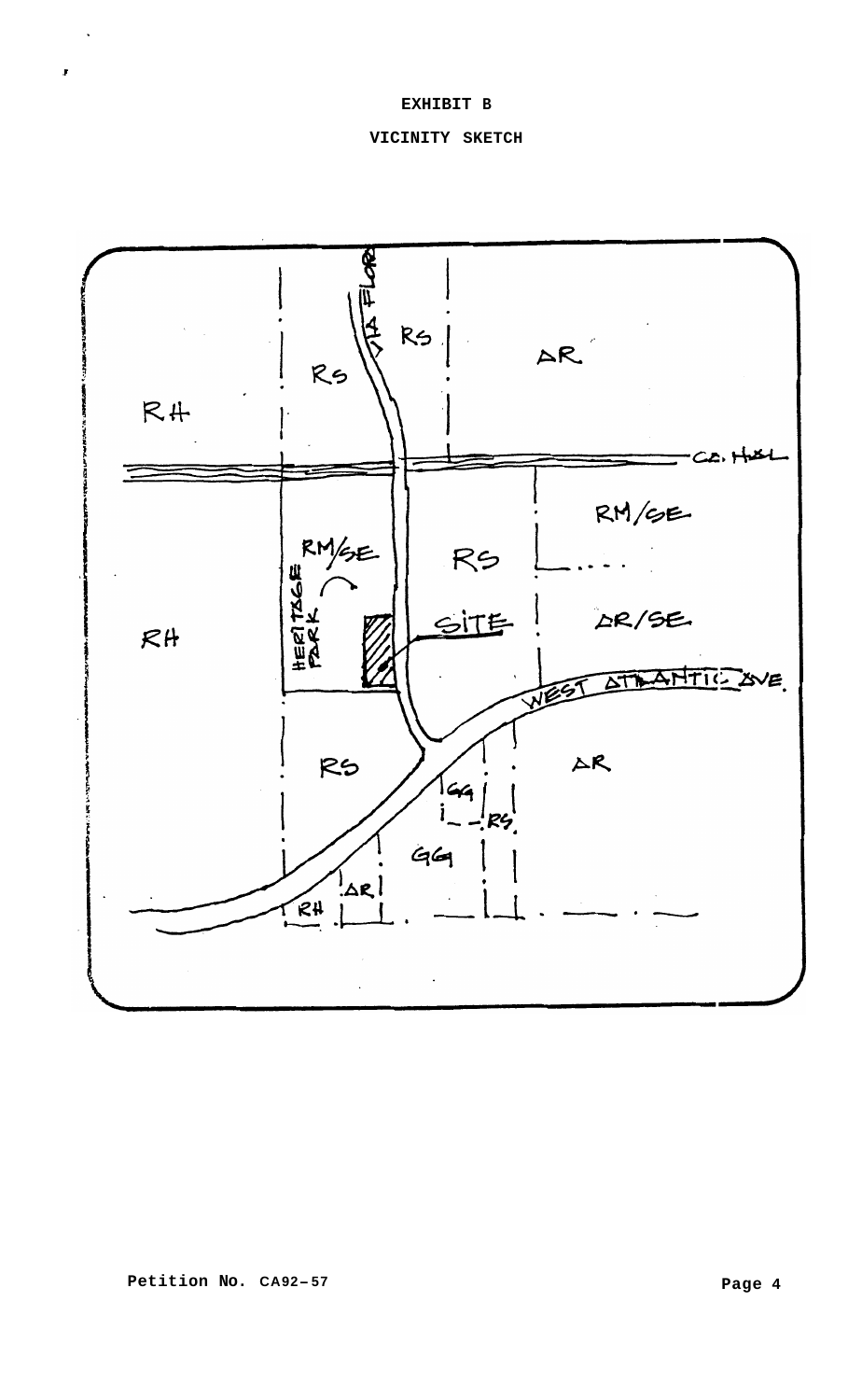**EXHIBIT B**

**VICINITY SKETCH**

VIA FLORA

RS

AR

RS

RH

C.E. H&L

RM/SE

RM/SE

RS

HERITAGE PARK

SITE

AR/SE

RH

WEST ATLANTIC AVE.

RS

AR

GG

RS

GG

AR

RH

**Petition No. CA92-57**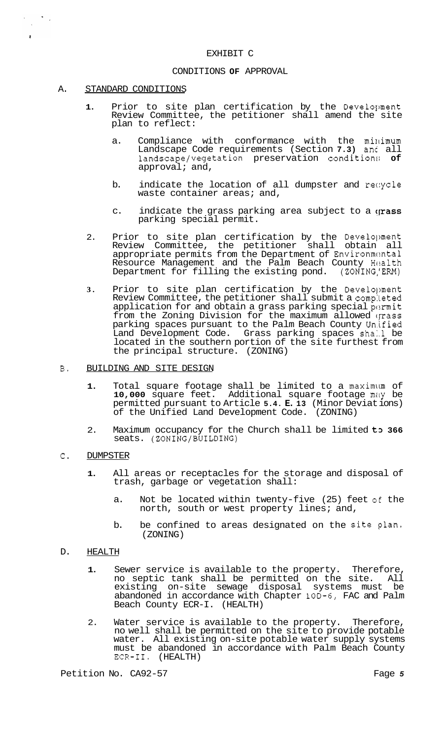# EXHIBIT C

## CONDITIONS OF APPROVAL

A. STANDARD CONDITIONS

1. Prior to site plan certification by the Development Review Committee, the petitioner shall amend the site plan to reflect:

   a. Compliance with conformance with the minimum Landscape Code requirements (Section 7.3) and all landscape/vegetation preservation conditions of approval; and,

   b. indicate the location of all dumpster and recycle waste container areas; and,

   c. indicate the grass parking area subject to a grass parking special permit.

2. Prior to site plan certification by the Development Review Committee, the petitioner shall obtain all appropriate permits from the Department of Environmental Resource Management and the Palm Beach County Health Department for filling the existing pond. (ZONING/ERM)

3. Prior to site plan certification by the Development Review Committee, the petitioner shall submit a completed application for and obtain a grass parking special permit from the Zoning Division for the maximum allowed grass parking spaces pursuant to the Palm Beach County Unified Land Development Code. Grass parking spaces shall be located in the southern portion of the site furthest from the principal structure. (ZONING)

B. BUILDING AND SITE DESIGN

1. Total square footage shall be limited to a maximum of 10,000 square feet. Additional square footage may be permitted pursuant to Article 5.4. E. 13 (Minor Deviations) of the Unified Land Development Code. (ZONING)

2. Maximum occupancy for the Church shall be limited to 366 seats. (ZONING/BUILDING)

C. DUMPSTER

1. All areas or receptacles for the storage and disposal of trash, garbage or vegetation shall:

   a. Not be located within twenty-five (25) feet of the north, south or west property lines; and,

   b. be confined to areas designated on the site plan. (ZONING)

D. HEALTH

1. Sewer service is available to the property. Therefore, no septic tank shall be permitted on the site. All existing on-site sewage disposal systems must be abandoned in accordance with Chapter 10D-6, FAC and Palm Beach County ECR-I. (HEALTH)

2. Water service is available to the property. Therefore, no well shall be permitted on the site to provide potable water. All existing on-site potable water supply systems must be abandoned in accordance with Palm Beach County ECR-II. (HEALTH)

Petition No. CA92-57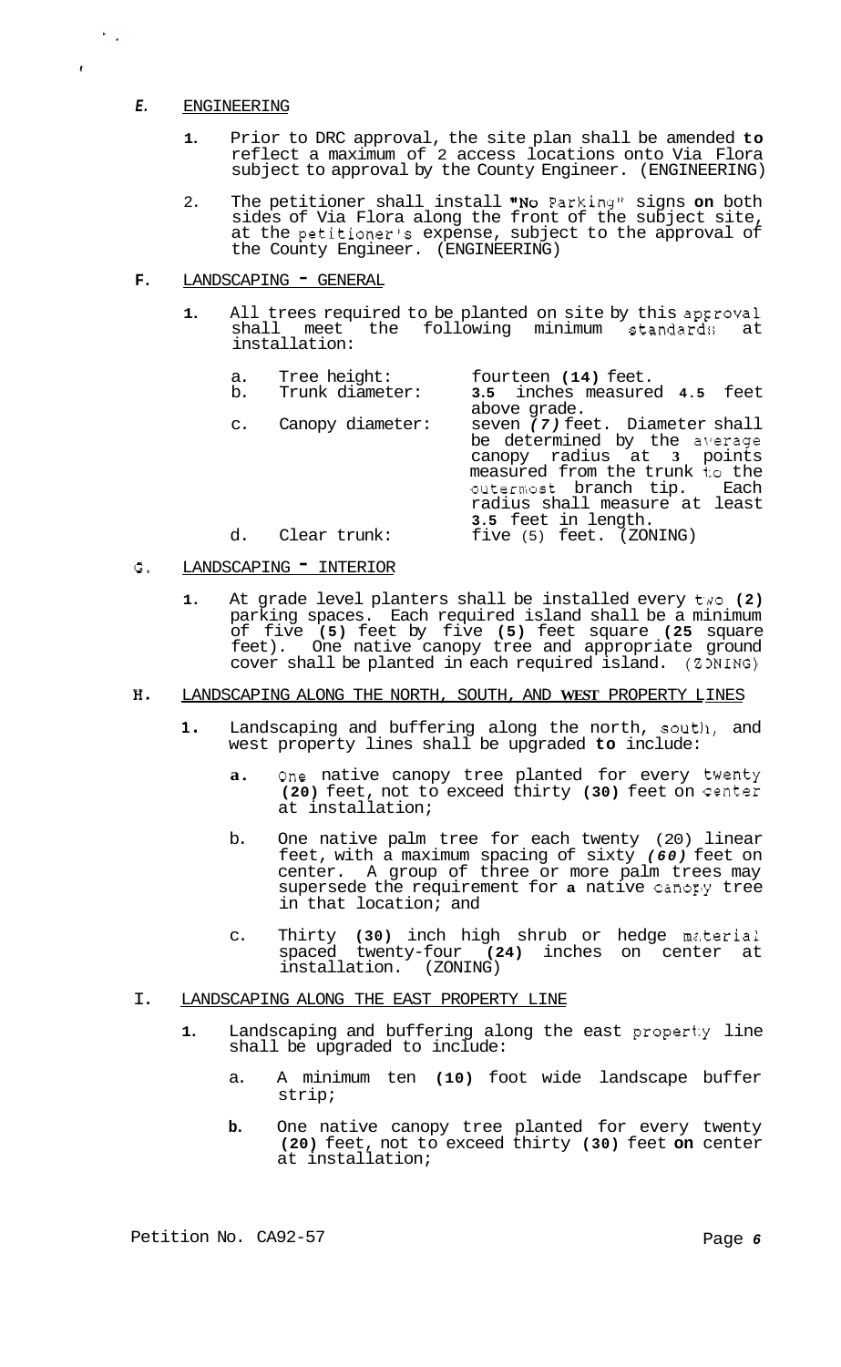## E. ENGINEERING

1. Prior to DRC approval, the site plan shall be amended to reflect a maximum of 2 access locations onto Via Flora subject to approval by the County Engineer. (ENGINEERING)

2. The petitioner shall install "No Parking" signs on both sides of Via Flora along the front of the subject site, at the petitioner's expense, subject to the approval of the County Engineer. (ENGINEERING)

## F. LANDSCAPING - GENERAL

1. All trees required to be planted on site by this approval shall meet the following minimum standards at installation:

   a. Tree height: fourteen (14) feet.
   b. Trunk diameter: 3.5 inches measured 4.5 feet above grade.
   c. Canopy diameter: seven (7) feet. Diameter shall be determined by the average canopy radius at 3 points measured from the trunk to the outermost branch tip. Each radius shall measure at least 3.5 feet in length.
   d. Clear trunk: five (5) feet. (ZONING)

## G. LANDSCAPING - INTERIOR

1. At grade level planters shall be installed every two (2) parking spaces. Each required island shall be a minimum of five (5) feet by five (5) feet square (25 square feet). One native canopy tree and appropriate ground cover shall be planted in each required island. (ZONING)

## H. LANDSCAPING ALONG THE NORTH, SOUTH, AND WEST PROPERTY LINES

1. Landscaping and buffering along the north, south, and west property lines shall be upgraded to include:

   a. One native canopy tree planted for every twenty (20) feet, not to exceed thirty (30) feet on center at installation;

   b. One native palm tree for each twenty (20) linear feet, with a maximum spacing of sixty (60) feet on center. A group of three or more palm trees may supersede the requirement for a native canopy tree in that location; and

   c. Thirty (30) inch high shrub or hedge material spaced twenty-four (24) inches on center at installation. (ZONING)

## I. LANDSCAPING ALONG THE EAST PROPERTY LINE

1. Landscaping and buffering along the east property line shall be upgraded to include:

   a. A minimum ten (10) foot wide landscape buffer strip;

   b. One native canopy tree planted for every twenty (20) feet, not to exceed thirty (30) feet on center at installation;

Petition No. CA92-57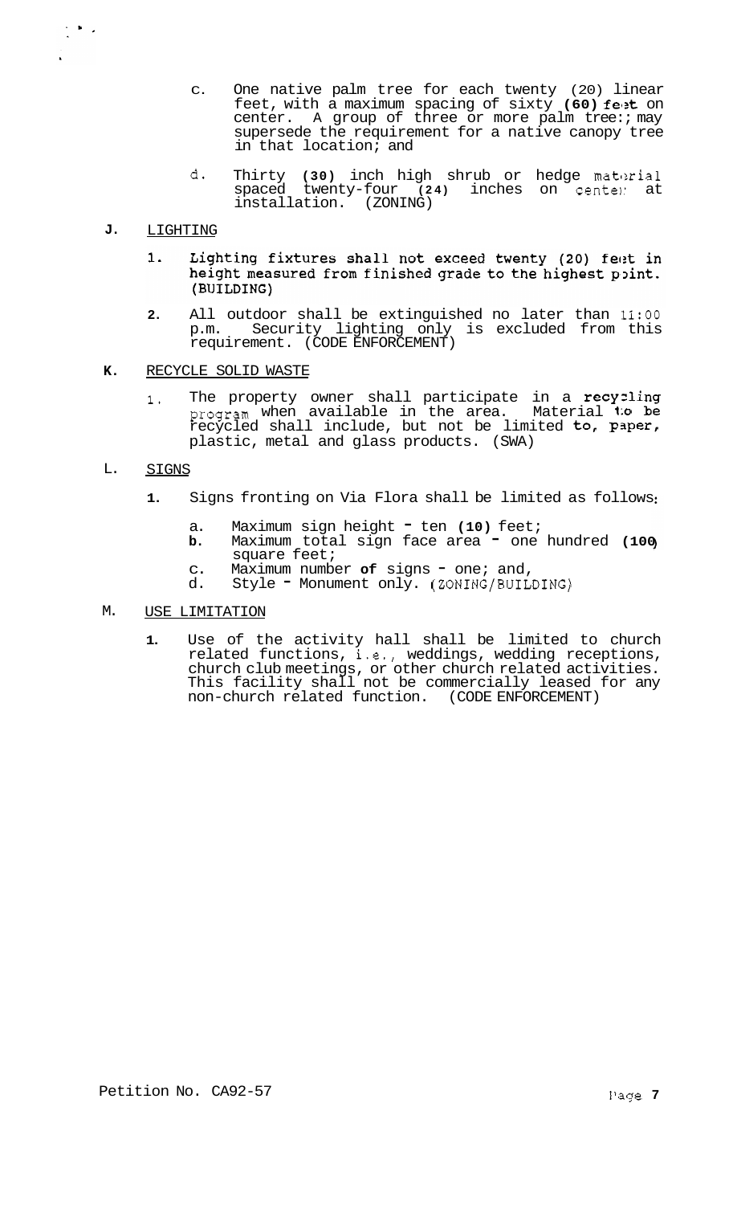c. One native palm tree for each twenty (20) linear feet, with a maximum spacing of sixty (60) feet on center. A group of three or more palm tree:; may supersede the requirement for a native canopy tree in that location; and

d. Thirty (30) inch high shrub or hedge material spaced twenty-four (24) inches on center at installation. (ZONING)

**J.** LIGHTING

1. Lighting fixtures shall not exceed twenty (20) feet in height measured from finished grade to the highest point. (BUILDING)

2. All outdoor shall be extinguished no later than 11:00 p.m. Security lighting only is excluded from this requirement. (CODE ENFORCEMENT)

**K.** RECYCLE SOLID WASTE

1. The property owner shall participate in a recycling program when available in the area. Material to be recycled shall include, but not be limited to, paper, plastic, metal and glass products. (SWA)

L. SIGNS

1. Signs fronting on Via Flora shall be limited as follows:

   a. Maximum sign height - ten (10) feet;
   b. Maximum total sign face area - one hundred (100) square feet;
   c. Maximum number of signs - one; and,
   d. Style - Monument only. (ZONING/BUILDING)

M. USE LIMITATION

1. Use of the activity hall shall be limited to church related functions, i.e., weddings, wedding receptions, church club meetings, or other church related activities. This facility shall not be commercially leased for any non-church related function. (CODE ENFORCEMENT)

Petition No. CA92-57